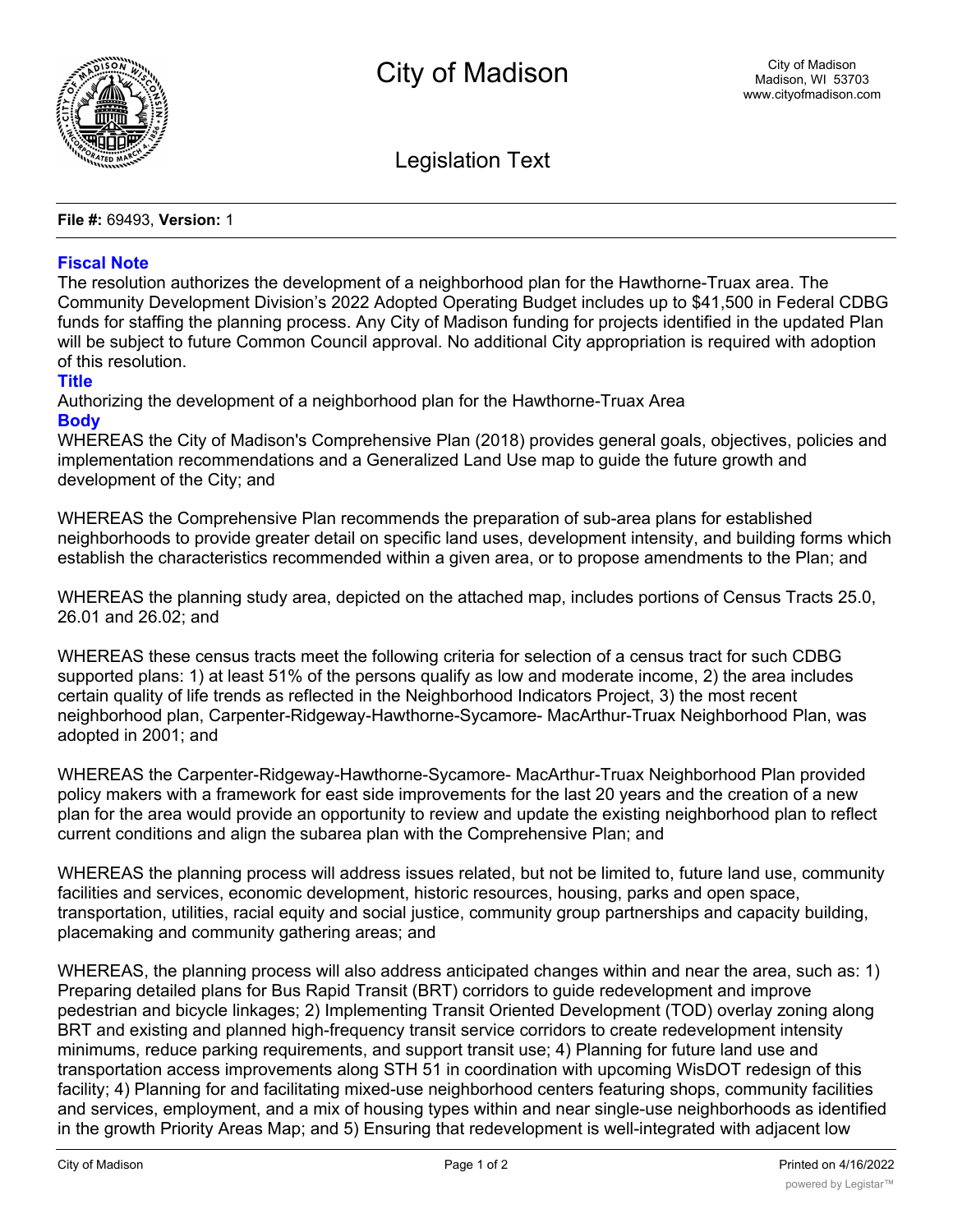# City of Madison

City of Madison
Madison, WI 53703
www.cityofmadison.com

## Legislation Text

**File #:** 69493, **Version:** 1

### Fiscal Note

The resolution authorizes the development of a neighborhood plan for the Hawthorne-Truax area. The Community Development Division's 2022 Adopted Operating Budget includes up to $41,500 in Federal CDBG funds for staffing the planning process. Any City of Madison funding for projects identified in the updated Plan will be subject to future Common Council approval. No additional City appropriation is required with adoption of this resolution.

### Title

Authorizing the development of a neighborhood plan for the Hawthorne-Truax Area

### Body

WHEREAS the City of Madison's Comprehensive Plan (2018) provides general goals, objectives, policies and implementation recommendations and a Generalized Land Use map to guide the future growth and development of the City; and

WHEREAS the Comprehensive Plan recommends the preparation of sub-area plans for established neighborhoods to provide greater detail on specific land uses, development intensity, and building forms which establish the characteristics recommended within a given area, or to propose amendments to the Plan; and

WHEREAS the planning study area, depicted on the attached map, includes portions of Census Tracts 25.0, 26.01 and 26.02; and

WHEREAS these census tracts meet the following criteria for selection of a census tract for such CDBG supported plans: 1) at least 51% of the persons qualify as low and moderate income, 2) the area includes certain quality of life trends as reflected in the Neighborhood Indicators Project, 3) the most recent neighborhood plan, Carpenter-Ridgeway-Hawthorne-Sycamore- MacArthur-Truax Neighborhood Plan, was adopted in 2001; and

WHEREAS the Carpenter-Ridgeway-Hawthorne-Sycamore- MacArthur-Truax Neighborhood Plan provided policy makers with a framework for east side improvements for the last 20 years and the creation of a new plan for the area would provide an opportunity to review and update the existing neighborhood plan to reflect current conditions and align the subarea plan with the Comprehensive Plan; and

WHEREAS the planning process will address issues related, but not be limited to, future land use, community facilities and services, economic development, historic resources, housing, parks and open space, transportation, utilities, racial equity and social justice, community group partnerships and capacity building, placemaking and community gathering areas; and

WHEREAS, the planning process will also address anticipated changes within and near the area, such as: 1) Preparing detailed plans for Bus Rapid Transit (BRT) corridors to guide redevelopment and improve pedestrian and bicycle linkages; 2) Implementing Transit Oriented Development (TOD) overlay zoning along BRT and existing and planned high-frequency transit service corridors to create redevelopment intensity minimums, reduce parking requirements, and support transit use; 4) Planning for future land use and transportation access improvements along STH 51 in coordination with upcoming WisDOT redesign of this facility; 4) Planning for and facilitating mixed-use neighborhood centers featuring shops, community facilities and services, employment, and a mix of housing types within and near single-use neighborhoods as identified in the growth Priority Areas Map; and 5) Ensuring that redevelopment is well-integrated with adjacent low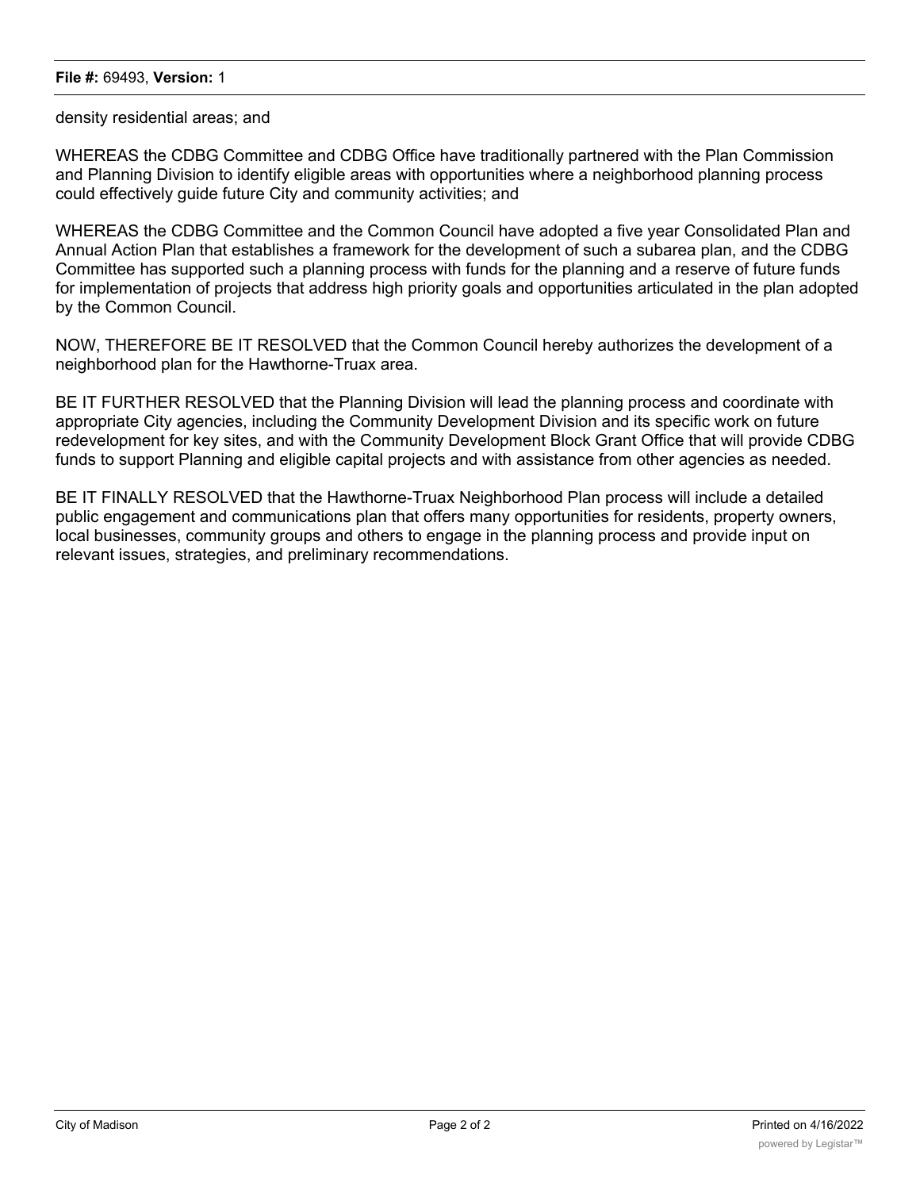density residential areas; and

WHEREAS the CDBG Committee and CDBG Office have traditionally partnered with the Plan Commission and Planning Division to identify eligible areas with opportunities where a neighborhood planning process could effectively guide future City and community activities; and

WHEREAS the CDBG Committee and the Common Council have adopted a five year Consolidated Plan and Annual Action Plan that establishes a framework for the development of such a subarea plan, and the CDBG Committee has supported such a planning process with funds for the planning and a reserve of future funds for implementation of projects that address high priority goals and opportunities articulated in the plan adopted by the Common Council.

NOW, THEREFORE BE IT RESOLVED that the Common Council hereby authorizes the development of a neighborhood plan for the Hawthorne-Truax area.

BE IT FURTHER RESOLVED that the Planning Division will lead the planning process and coordinate with appropriate City agencies, including the Community Development Division and its specific work on future redevelopment for key sites, and with the Community Development Block Grant Office that will provide CDBG funds to support Planning and eligible capital projects and with assistance from other agencies as needed.

BE IT FINALLY RESOLVED that the Hawthorne-Truax Neighborhood Plan process will include a detailed public engagement and communications plan that offers many opportunities for residents, property owners, local businesses, community groups and others to engage in the planning process and provide input on relevant issues, strategies, and preliminary recommendations.